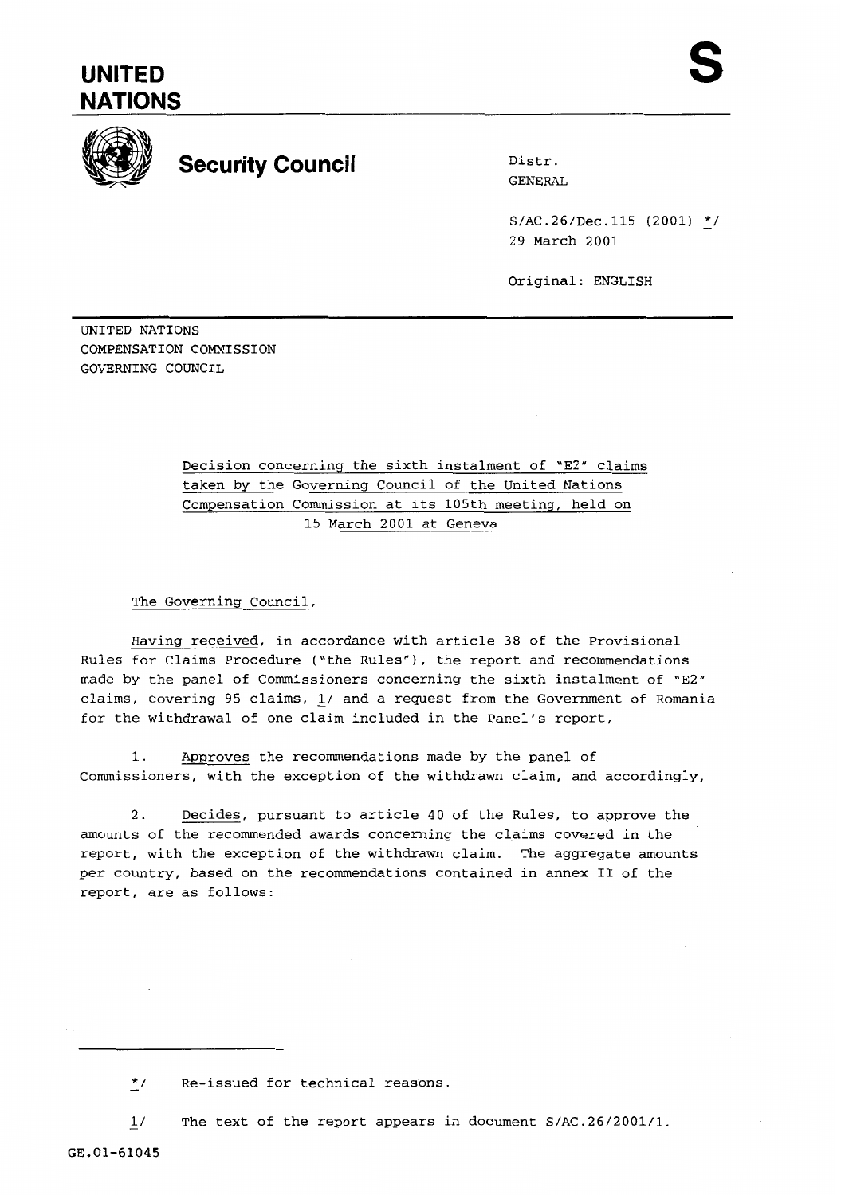# UNITED NATIONS

**S**

## Security Council

Distr.
GENERAL

S/AC.26/Dec.115 (2001) */
29 March 2001

Original: ENGLISH

UNITED NATIONS
COMPENSATION COMMISSION
GOVERNING COUNCIL

Decision concerning the sixth instalment of "E2" claims taken by the Governing Council of the United Nations Compensation Commission at its 105th meeting, held on 15 March 2001 at Geneva

The Governing Council,

Having received, in accordance with article 38 of the Provisional Rules for Claims Procedure ("the Rules"), the report and recommendations made by the panel of Commissioners concerning the sixth instalment of "E2" claims, covering 95 claims, 1/ and a request from the Government of Romania for the withdrawal of one claim included in the Panel's report,

1. Approves the recommendations made by the panel of Commissioners, with the exception of the withdrawn claim, and accordingly,

2. Decides, pursuant to article 40 of the Rules, to approve the amounts of the recommended awards concerning the claims covered in the report, with the exception of the withdrawn claim. The aggregate amounts per country, based on the recommendations contained in annex II of the report, are as follows:

---

*/ Re-issued for technical reasons.

1/ The text of the report appears in document S/AC.26/2001/1.

GE.01-61045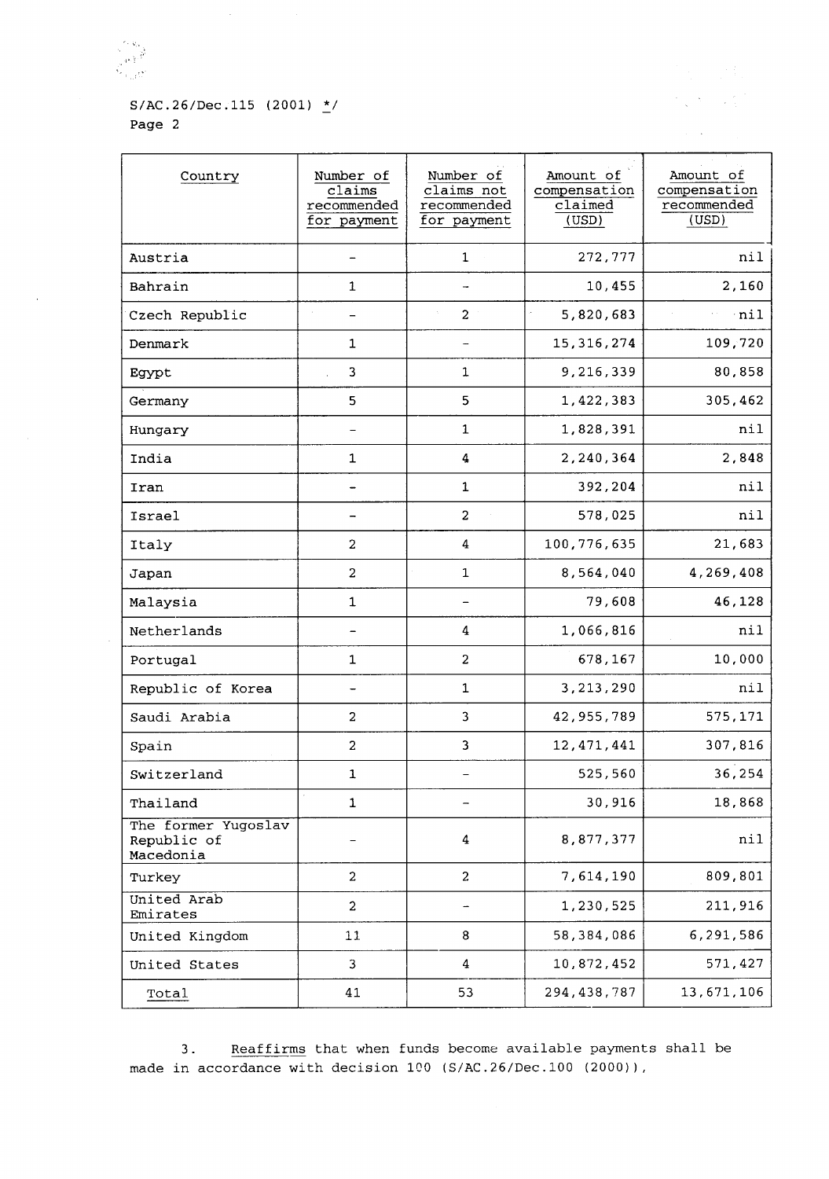| Country | Number of claims recommended for payment | Number of claims not recommended for payment | Amount of compensation claimed (USD) | Amount of compensation recommended (USD) |
|---|---|---|---|---|
| Austria | - | 1 | 272,777 | nil |
| Bahrain | 1 | - | 10,455 | 2,160 |
| Czech Republic | - | 2 | 5,820,683 | nil |
| Denmark | 1 | - | 15,316,274 | 109,720 |
| Egypt | 3 | 1 | 9,216,339 | 80,858 |
| Germany | 5 | 5 | 1,422,383 | 305,462 |
| Hungary | - | 1 | 1,828,391 | nil |
| India | 1 | 4 | 2,240,364 | 2,848 |
| Iran | - | 1 | 392,204 | nil |
| Israel | - | 2 | 578,025 | nil |
| Italy | 2 | 4 | 100,776,635 | 21,683 |
| Japan | 2 | 1 | 8,564,040 | 4,269,408 |
| Malaysia | 1 | - | 79,608 | 46,128 |
| Netherlands | - | 4 | 1,066,816 | nil |
| Portugal | 1 | 2 | 678,167 | 10,000 |
| Republic of Korea | - | 1 | 3,213,290 | nil |
| Saudi Arabia | 2 | 3 | 42,955,789 | 575,171 |
| Spain | 2 | 3 | 12,471,441 | 307,816 |
| Switzerland | 1 | - | 525,560 | 36,254 |
| Thailand | 1 | - | 30,916 | 18,868 |
| The former Yugoslav Republic of Macedonia | - | 4 | 8,877,377 | nil |
| Turkey | 2 | 2 | 7,614,190 | 809,801 |
| United Arab Emirates | 2 | - | 1,230,525 | 211,916 |
| United Kingdom | 11 | 8 | 58,384,086 | 6,291,586 |
| United States | 3 | 4 | 10,872,452 | 571,427 |
| Total | 41 | 53 | 294,438,787 | 13,671,106 |

3. Reaffirms that when funds become available payments shall be made in accordance with decision 100 (S/AC.26/Dec.100 (2000)),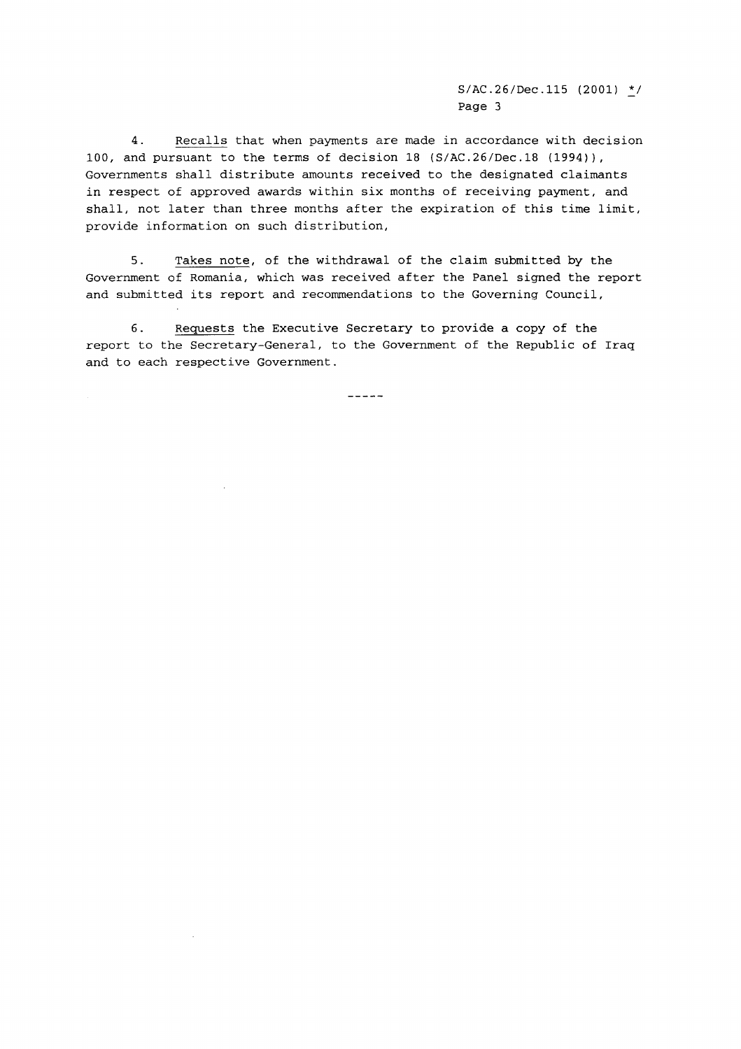4. Recalls that when payments are made in accordance with decision 100, and pursuant to the terms of decision 18 (S/AC.26/Dec.18 (1994)), Governments shall distribute amounts received to the designated claimants in respect of approved awards within six months of receiving payment, and shall, not later than three months after the expiration of this time limit, provide information on such distribution,

5. Takes note, of the withdrawal of the claim submitted by the Government of Romania, which was received after the Panel signed the report and submitted its report and recommendations to the Governing Council,

6. Requests the Executive Secretary to provide a copy of the report to the Secretary-General, to the Government of the Republic of Iraq and to each respective Government.

-----